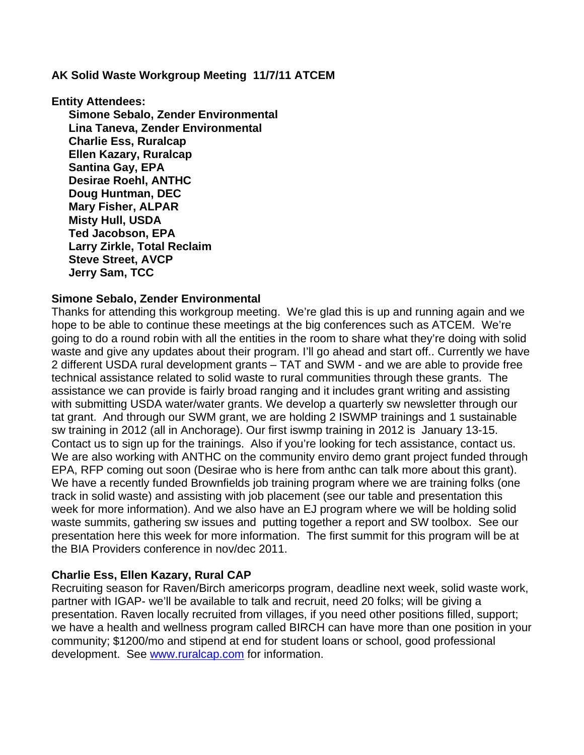# AK Solid Waste Workgroup Meeting 11/7/11 ATCEM

**Entity Attendees:**

- **Simone Sebalo, Zender Environmental**
- **Lina Taneva, Zender Environmental**
- **Charlie Ess, Ruralcap**
- **Ellen Kazary, Ruralcap**
- **Santina Gay, EPA**
- **Desirae Roehl, ANTHC**
- **Doug Huntman, DEC**
- **Mary Fisher, ALPAR**
- **Misty Hull, USDA**
- **Ted Jacobson, EPA**
- **Larry Zirkle, Total Reclaim**
- **Steve Street, AVCP**
- **Jerry Sam, TCC**

## Simone Sebalo, Zender Environmental

Thanks for attending this workgroup meeting. We're glad this is up and running again and we hope to be able to continue these meetings at the big conferences such as ATCEM. We're going to do a round robin with all the entities in the room to share what they're doing with solid waste and give any updates about their program. I'll go ahead and start off.. Currently we have 2 different USDA rural development grants – TAT and SWM - and we are able to provide free technical assistance related to solid waste to rural communities through these grants. The assistance we can provide is fairly broad ranging and it includes grant writing and assisting with submitting USDA water/water grants. We develop a quarterly sw newsletter through our tat grant. And through our SWM grant, we are holding 2 ISWMP trainings and 1 sustainable sw training in 2012 (all in Anchorage). Our first iswmp training in 2012 is January 13-15. Contact us to sign up for the trainings. Also if you're looking for tech assistance, contact us. We are also working with ANTHC on the community enviro demo grant project funded through EPA, RFP coming out soon (Desirae who is here from anthc can talk more about this grant). We have a recently funded Brownfields job training program where we are training folks (one track in solid waste) and assisting with job placement (see our table and presentation this week for more information). And we also have an EJ program where we will be holding solid waste summits, gathering sw issues and putting together a report and SW toolbox. See our presentation here this week for more information. The first summit for this program will be at the BIA Providers conference in nov/dec 2011.

## Charlie Ess, Ellen Kazary, Rural CAP

Recruiting season for Raven/Birch americorps program, deadline next week, solid waste work, partner with IGAP- we'll be available to talk and recruit, need 20 folks; will be giving a presentation. Raven locally recruited from villages, if you need other positions filled, support; we have a health and wellness program called BIRCH can have more than one position in your community; $1200/mo and stipend at end for student loans or school, good professional development. See www.ruralcap.com for information.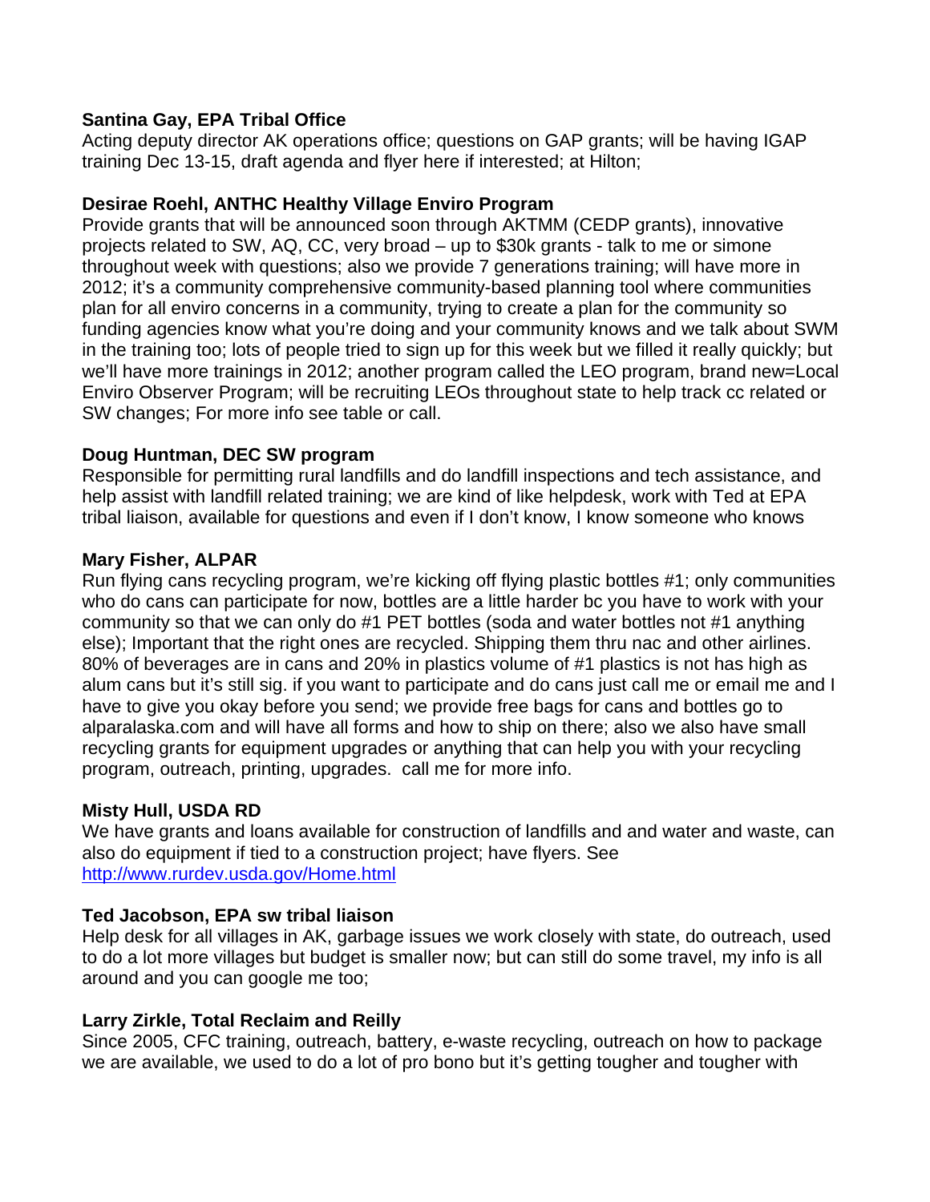**Santina Gay, EPA Tribal Office**
Acting deputy director AK operations office; questions on GAP grants; will be having IGAP training Dec 13-15, draft agenda and flyer here if interested; at Hilton;

**Desirae Roehl, ANTHC Healthy Village Enviro Program**
Provide grants that will be announced soon through AKTMM (CEDP grants), innovative projects related to SW, AQ, CC, very broad – up to $30k grants - talk to me or simone throughout week with questions; also we provide 7 generations training; will have more in 2012; it's a community comprehensive community-based planning tool where communities plan for all enviro concerns in a community, trying to create a plan for the community so funding agencies know what you're doing and your community knows and we talk about SWM in the training too; lots of people tried to sign up for this week but we filled it really quickly; but we'll have more trainings in 2012; another program called the LEO program, brand new=Local Enviro Observer Program; will be recruiting LEOs throughout state to help track cc related or SW changes; For more info see table or call.

**Doug Huntman, DEC SW program**
Responsible for permitting rural landfills and do landfill inspections and tech assistance, and help assist with landfill related training; we are kind of like helpdesk, work with Ted at EPA tribal liaison, available for questions and even if I don't know, I know someone who knows

**Mary Fisher, ALPAR**
Run flying cans recycling program, we're kicking off flying plastic bottles #1; only communities who do cans can participate for now, bottles are a little harder bc you have to work with your community so that we can only do #1 PET bottles (soda and water bottles not #1 anything else); Important that the right ones are recycled. Shipping them thru nac and other airlines. 80% of beverages are in cans and 20% in plastics volume of #1 plastics is not has high as alum cans but it's still sig. if you want to participate and do cans just call me or email me and I have to give you okay before you send; we provide free bags for cans and bottles go to alparalaska.com and will have all forms and how to ship on there; also we also have small recycling grants for equipment upgrades or anything that can help you with your recycling program, outreach, printing, upgrades. call me for more info.

**Misty Hull, USDA RD**
We have grants and loans available for construction of landfills and and water and waste, can also do equipment if tied to a construction project; have flyers. See http://www.rurdev.usda.gov/Home.html

**Ted Jacobson, EPA sw tribal liaison**
Help desk for all villages in AK, garbage issues we work closely with state, do outreach, used to do a lot more villages but budget is smaller now; but can still do some travel, my info is all around and you can google me too;

**Larry Zirkle, Total Reclaim and Reilly**
Since 2005, CFC training, outreach, battery, e-waste recycling, outreach on how to package we are available, we used to do a lot of pro bono but it's getting tougher and tougher with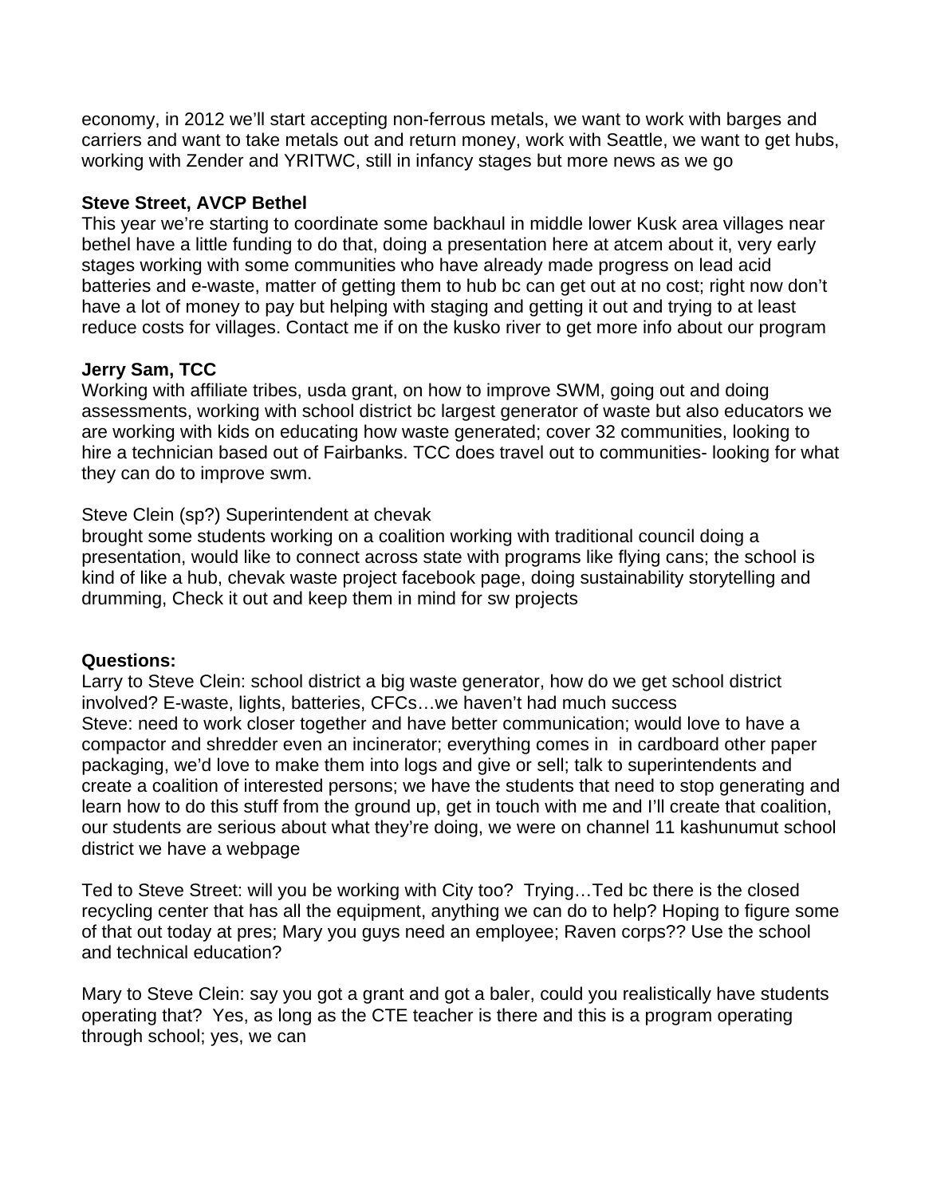economy, in 2012 we'll start accepting non-ferrous metals, we want to work with barges and carriers and want to take metals out and return money, work with Seattle, we want to get hubs, working with Zender and YRITWC, still in infancy stages but more news as we go

**Steve Street, AVCP Bethel**
This year we're starting to coordinate some backhaul in middle lower Kusk area villages near bethel have a little funding to do that, doing a presentation here at atcem about it, very early stages working with some communities who have already made progress on lead acid batteries and e-waste, matter of getting them to hub bc can get out at no cost; right now don't have a lot of money to pay but helping with staging and getting it out and trying to at least reduce costs for villages. Contact me if on the kusko river to get more info about our program

**Jerry Sam, TCC**
Working with affiliate tribes, usda grant, on how to improve SWM, going out and doing assessments, working with school district bc largest generator of waste but also educators we are working with kids on educating how waste generated; cover 32 communities, looking to hire a technician based out of Fairbanks. TCC does travel out to communities- looking for what they can do to improve swm.

Steve Clein (sp?) Superintendent at chevak
brought some students working on a coalition working with traditional council doing a presentation, would like to connect across state with programs like flying cans; the school is kind of like a hub, chevak waste project facebook page, doing sustainability storytelling and drumming, Check it out and keep them in mind for sw projects

**Questions:**
Larry to Steve Clein: school district a big waste generator, how do we get school district involved? E-waste, lights, batteries, CFCs…we haven't had much success
Steve: need to work closer together and have better communication; would love to have a compactor and shredder even an incinerator; everything comes in  in cardboard other paper packaging, we'd love to make them into logs and give or sell; talk to superintendents and create a coalition of interested persons; we have the students that need to stop generating and learn how to do this stuff from the ground up, get in touch with me and I'll create that coalition, our students are serious about what they're doing, we were on channel 11 kashunumut school district we have a webpage

Ted to Steve Street: will you be working with City too?  Trying…Ted bc there is the closed recycling center that has all the equipment, anything we can do to help? Hoping to figure some of that out today at pres; Mary you guys need an employee; Raven corps?? Use the school and technical education?

Mary to Steve Clein: say you got a grant and got a baler, could you realistically have students operating that?  Yes, as long as the CTE teacher is there and this is a program operating through school; yes, we can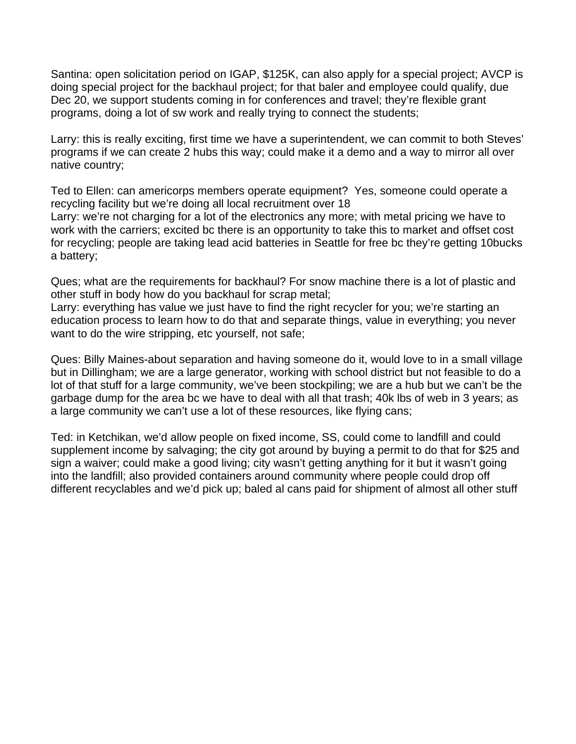Santina: open solicitation period on IGAP, $125K, can also apply for a special project; AVCP is doing special project for the backhaul project; for that baler and employee could qualify, due Dec 20, we support students coming in for conferences and travel; they're flexible grant programs, doing a lot of sw work and really trying to connect the students;

Larry: this is really exciting, first time we have a superintendent, we can commit to both Steves' programs if we can create 2 hubs this way; could make it a demo and a way to mirror all over native country;

Ted to Ellen: can americorps members operate equipment? Yes, someone could operate a recycling facility but we're doing all local recruitment over 18
Larry: we're not charging for a lot of the electronics any more; with metal pricing we have to work with the carriers; excited bc there is an opportunity to take this to market and offset cost for recycling; people are taking lead acid batteries in Seattle for free bc they're getting 10bucks a battery;

Ques; what are the requirements for backhaul? For snow machine there is a lot of plastic and other stuff in body how do you backhaul for scrap metal;
Larry: everything has value we just have to find the right recycler for you; we're starting an education process to learn how to do that and separate things, value in everything; you never want to do the wire stripping, etc yourself, not safe;

Ques: Billy Maines-about separation and having someone do it, would love to in a small village but in Dillingham; we are a large generator, working with school district but not feasible to do a lot of that stuff for a large community, we've been stockpiling; we are a hub but we can't be the garbage dump for the area bc we have to deal with all that trash; 40k lbs of web in 3 years; as a large community we can't use a lot of these resources, like flying cans;

Ted: in Ketchikan, we'd allow people on fixed income, SS, could come to landfill and could supplement income by salvaging; the city got around by buying a permit to do that for $25 and sign a waiver; could make a good living; city wasn't getting anything for it but it wasn't going into the landfill; also provided containers around community where people could drop off different recyclables and we'd pick up; baled al cans paid for shipment of almost all other stuff